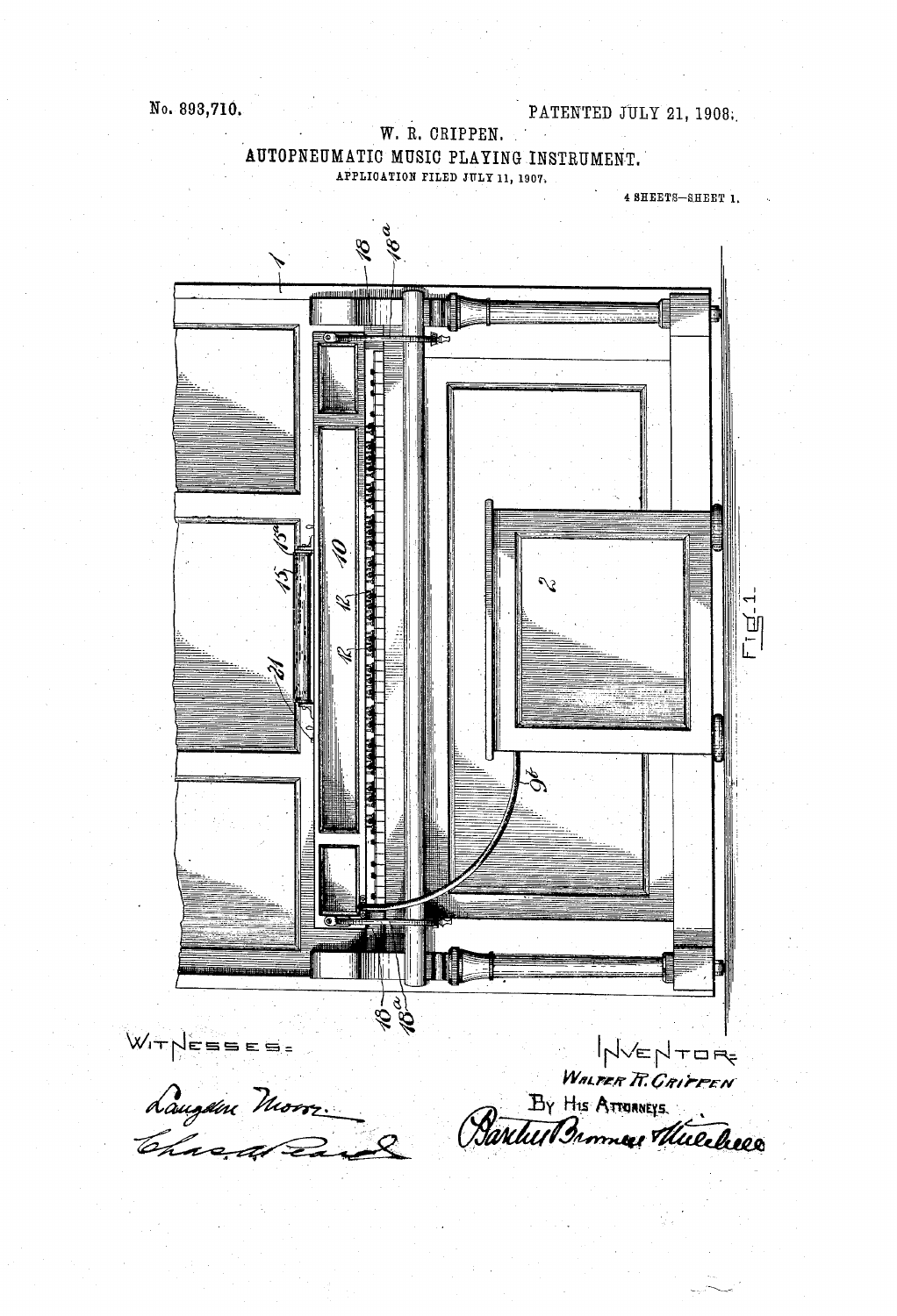No. 893,710. PATENTED JULY 21, 1908.

W. R. CRIPPEN.

AUTOPNEUMATIC MUSIC PLAYING INSTRUMENT.

APPLICATION FILED JULY 11, 1907.

4 SHEETS—SHEET 1.

Fig. 1.

WITNESSES:

Langdon Moore.

Chas. A. Read

INVENTOR:

WALTER R. CRIPPEN

BY HIS ATTORNEYS.

Barlow Bronner & Wheeler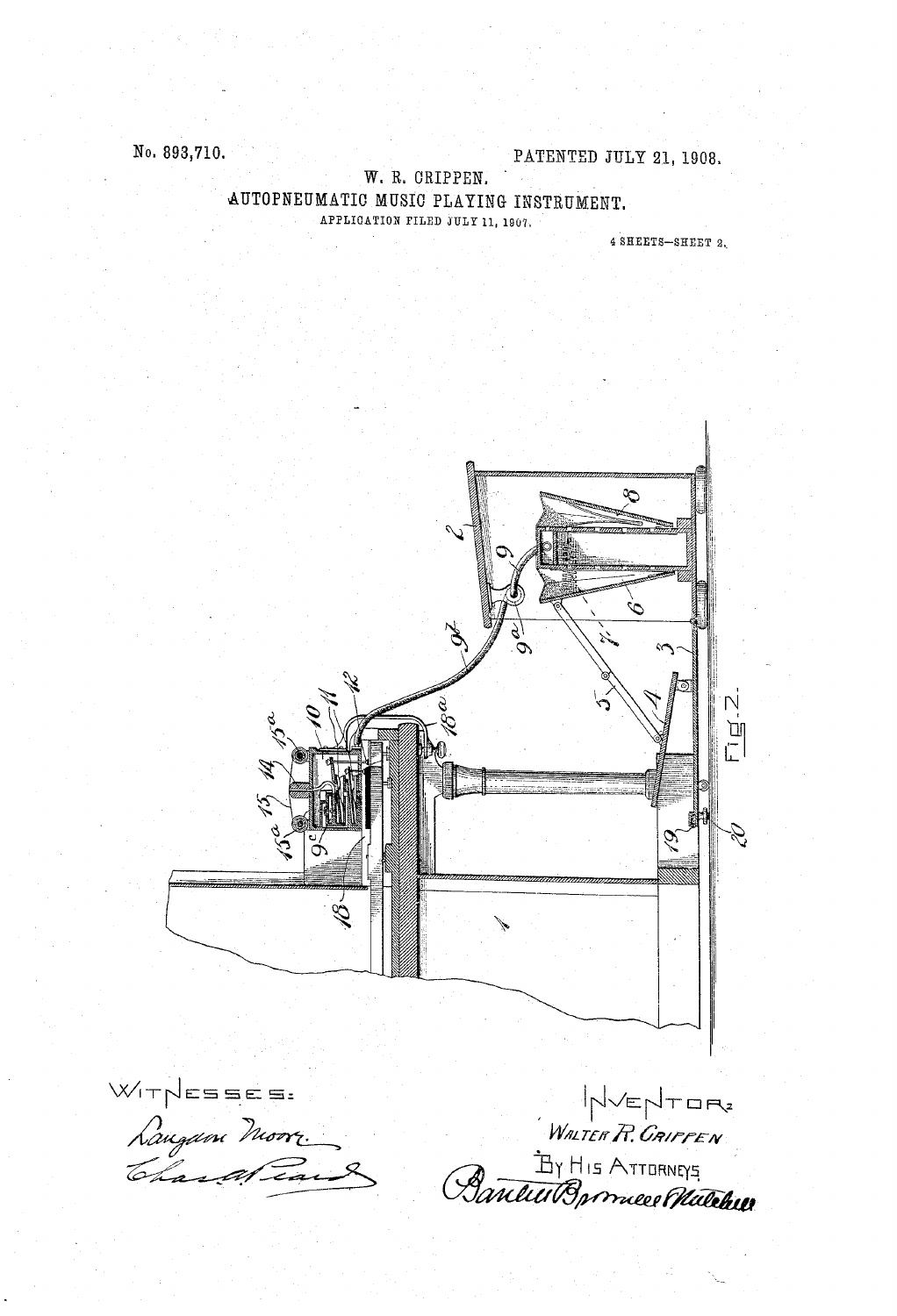No. 893,710.

PATENTED JULY 21, 1908.

W. R. CRIPPEN.

AUTOPNEUMATIC MUSIC PLAYING INSTRUMENT.

APPLICATION FILED JULY 11, 1907.

4 SHEETS—SHEET 2.

Fig. 2.

WITNESSES:

Langdon Moore.

Chas. A. Pearl

INVENTOR:

WALTER R. CRIPPEN

BY HIS ATTORNEYS

Baldwin Davidson & Wight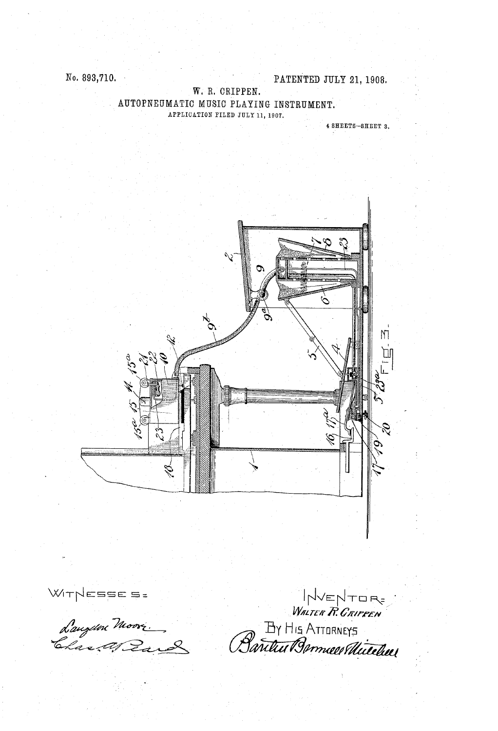No. 893,710.

PATENTED JULY 21, 1908.

W. R. CRIPPEN.

AUTOPNEUMATIC MUSIC PLAYING INSTRUMENT.

APPLICATION FILED JULY 11, 1907.

4 SHEETS—SHEET 3.

FIG. 3.

WITNESSES:

Langdon Moore

Chas. A. Peard

INVENTOR:
WALTER R. CRIPPEN

BY HIS ATTORNEYS

Bartlett Brownell Mitchell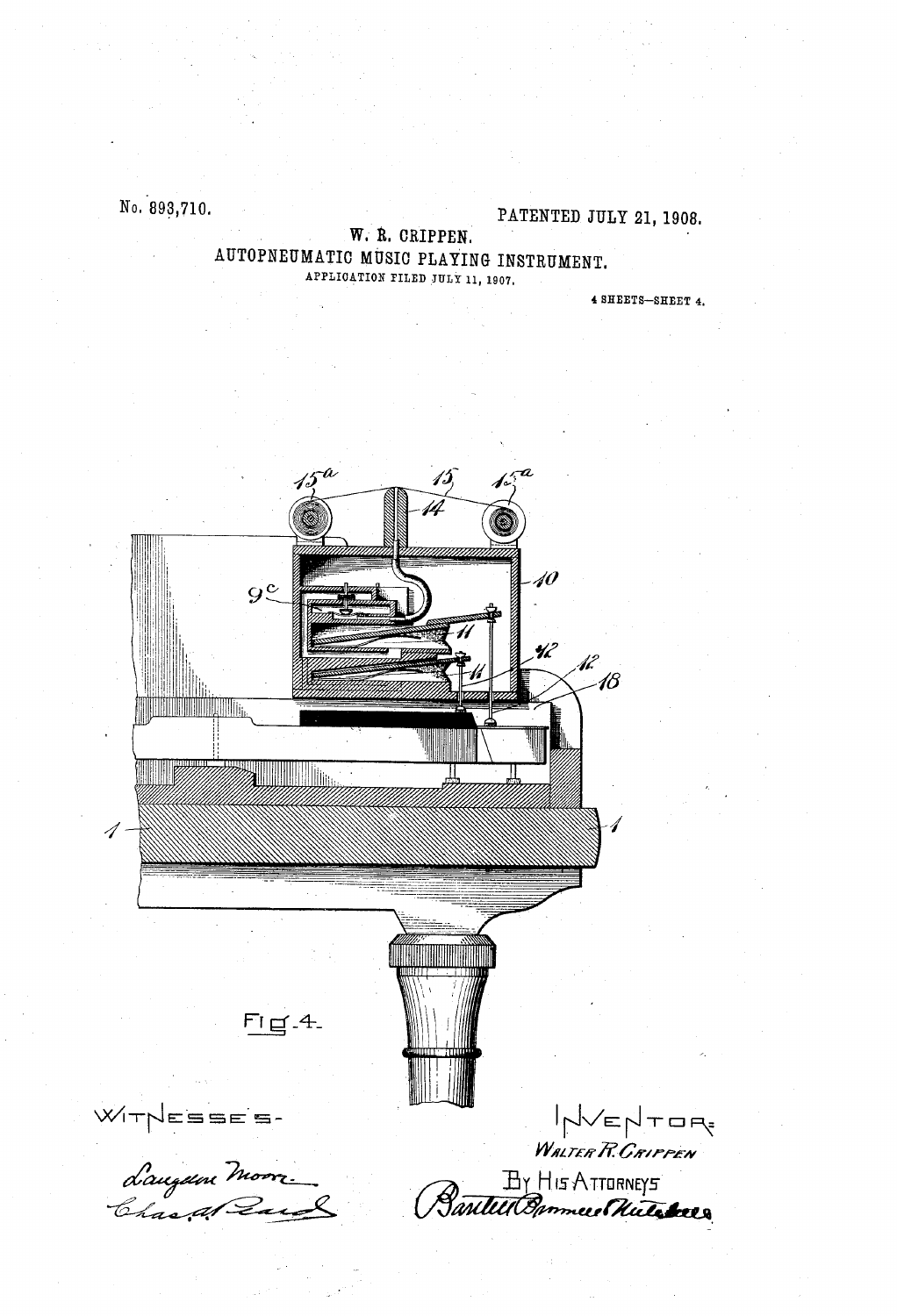No. 893,710.

PATENTED JULY 21, 1908.

W. R. CRIPPEN.

AUTOPNEUMATIC MUSIC PLAYING INSTRUMENT.

APPLICATION FILED JULY 11, 1907.

4 SHEETS—SHEET 4.

Fig. 4.

WITNESSES:

Langdon Moore

Chas. A. Beard

INVENTOR:

WALTER R. CRIPPEN

BY HIS ATTORNEYS

Bartlett Brownell & Mitchell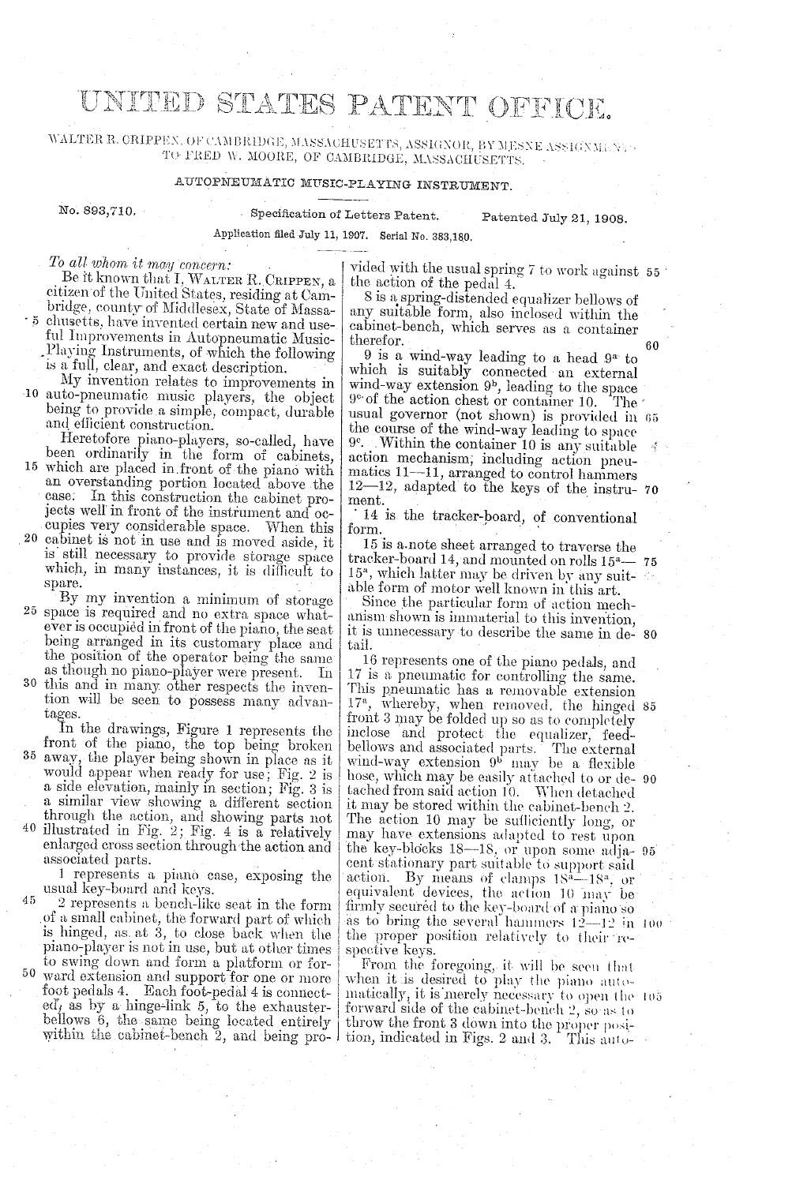# UNITED STATES PATENT OFFICE.

WALTER R. CRIPPEN, OF CAMBRIDGE, MASSACHUSETTS, ASSIGNOR, BY MESNE ASSIGNMENTS, TO FRED W. MOORE, OF CAMBRIDGE, MASSACHUSETTS.

## AUTOPNEUMATIC MUSIC-PLAYING INSTRUMENT.

No. 893,710. Specification of Letters Patent. Patented July 21, 1908.

Application filed July 11, 1907. Serial No. 383,180.

*To all whom it may concern:*

Be it known that I, WALTER R. CRIPPEN, a citizen of the United States, residing at Cambridge, county of Middlesex, State of Massachusetts, have invented certain new and useful Improvements in Autopneumatic Music-Playing Instruments, of which the following is a full, clear, and exact description.

My invention relates to improvements in auto-pneumatic music players, the object being to provide a simple, compact, durable and efficient construction.

Heretofore piano-players, so-called, have been ordinarily in the form of cabinets, which are placed in front of the piano with an overstanding portion located above the case. In this construction the cabinet projects well in front of the instrument and occupies very considerable space. When this cabinet is not in use and is moved aside, it is still necessary to provide storage space which, in many instances, it is difficult to spare.

By my invention a minimum of storage space is required and no extra space whatever is occupied in front of the piano, the seat being arranged in its customary place and the position of the operator being the same as though no piano-player were present. In this and in many other respects the invention will be seen to possess many advantages.

In the drawings, Figure 1 represents the front of the piano, the top being broken away, the player being shown in place as it would appear when ready for use; Fig. 2 is a side elevation, mainly in section; Fig. 3 is a similar view showing a different section through the action, and showing parts not illustrated in Fig. 2; Fig. 4 is a relatively enlarged cross section through the action and associated parts.

1 represents a piano case, exposing the usual key-board and keys.

2 represents a bench-like seat in the form of a small cabinet, the forward part of which is hinged, as at 3, to close back when the piano-player is not in use, but at other times to swing down and form a platform or forward extension and support for one or more foot pedals 4. Each foot-pedal 4 is connected, as by a hinge-link 5, to the exhauster-bellows 6, the same being located entirely within the cabinet-bench 2, and being provided with the usual spring 7 to work against the action of the pedal 4.

8 is a spring-distended equalizer bellows of any suitable form, also inclosed within the cabinet-bench, which serves as a container therefor.

9 is a wind-way leading to a head $9^a$ to which is suitably connected an external wind-way extension $9^b$, leading to the space $9^c$ of the action chest or container 10. The usual governor (not shown) is provided in the course of the wind-way leading to space $9^c$. Within the container 10 is any suitable action mechanism, including action pneumatics 11—11, arranged to control hammers 12—12, adapted to the keys of the instrument.

14 is the tracker-board, of conventional form.

15 is a note sheet arranged to traverse the tracker-board 14, and mounted on rolls $15^a$—$15^a$, which latter may be driven by any suitable form of motor well known in this art.

Since the particular form of action mechanism shown is immaterial to this invention, it is unnecessary to describe the same in detail.

16 represents one of the piano pedals, and 17 is a pneumatic for controlling the same. This pneumatic has a removable extension $17^a$, whereby, when removed, the hinged front 3 may be folded up so as to completely inclose and protect the equalizer, feed-bellows and associated parts. The external wind-way extension $9^b$ may be a flexible hose, which may be easily attached to or detached from said action 10. When detached it may be stored within the cabinet-bench 2. The action 10 may be sufficiently long, or may have extensions adapted to rest upon the key-blocks 18—18, or upon some adjacent stationary part suitable to support said action. By means of clamps $18^a$—$18^a$, or equivalent devices, the action 10 may be firmly secured to the key-board of a piano so as to bring the several hammers 12—12 in the proper position relatively to their respective keys.

From the foregoing, it will be seen that when it is desired to play the piano automatically, it is merely necessary to open the forward side of the cabinet-bench 2, so as to throw the front 3 down into the proper position, indicated in Figs. 2 and 3. This auto-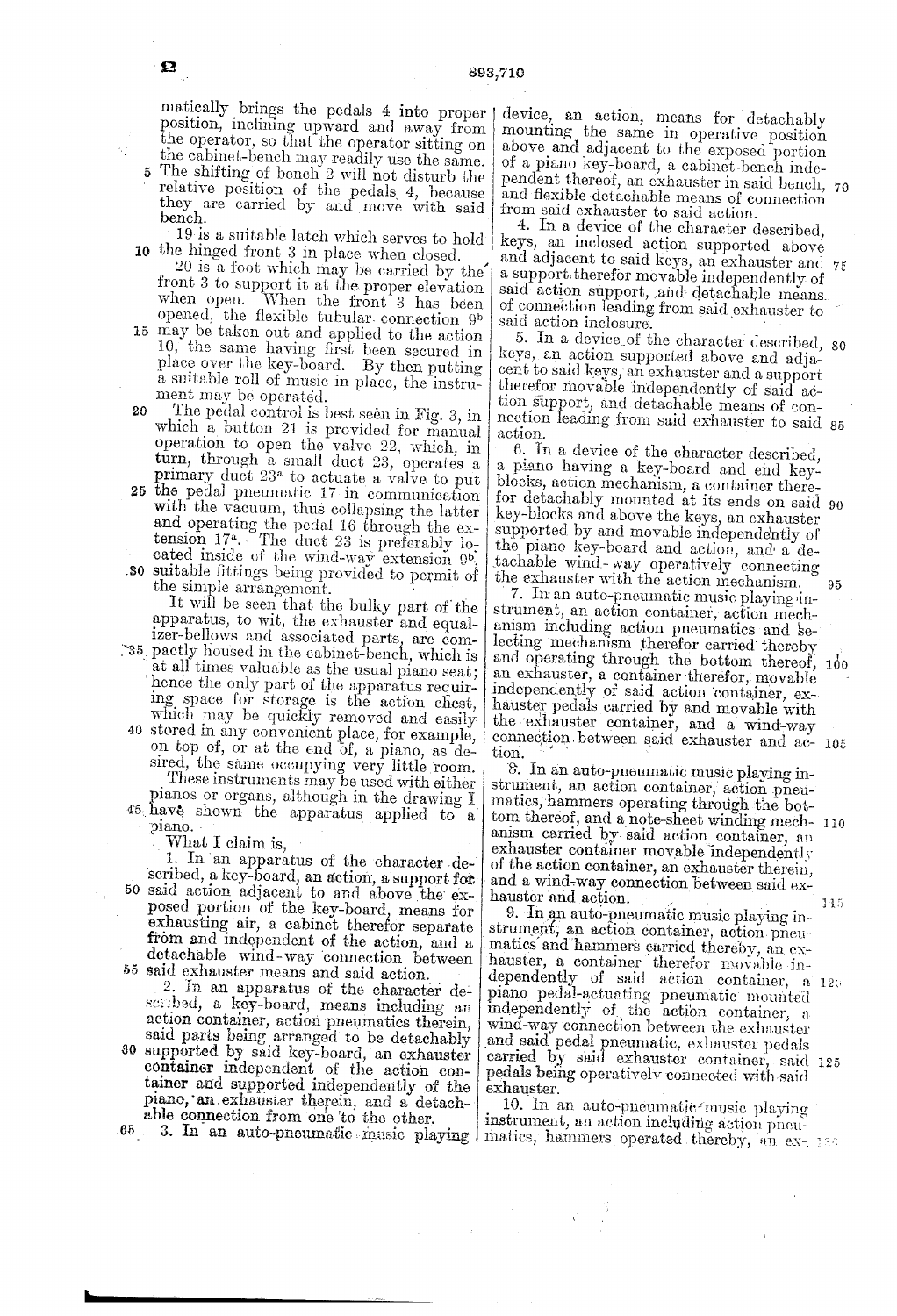matically brings the pedals 4 into proper position, inclining upward and away from the operator, so that the operator sitting on the cabinet-bench may readily use the same. The shifting of bench 2 will not disturb the relative position of the pedals 4, because they are carried by and move with said bench.

19 is a suitable latch which serves to hold the hinged front 3 in place when closed.

20 is a foot which may be carried by the front 3 to support it at the proper elevation when open. When the front 3 has been opened, the flexible tubular connection $9^b$ may be taken out and applied to the action 10, the same having first been secured in place over the key-board. By then putting a suitable roll of music in place, the instrument may be operated.

The pedal control is best seen in Fig. 3, in which a button 21 is provided for manual operation to open the valve 22, which, in turn, through a small duct 23, operates a primary duct $23^a$ to actuate a valve to put the pedal pneumatic 17 in communication with the vacuum, thus collapsing the latter and operating the pedal 16 through the extension $17^a$. The duct 23 is preferably located inside of the wind-way extension $9^b$, suitable fittings being provided to permit of the simple arrangement.

It will be seen that the bulky part of the apparatus, to wit, the exhauster and equalizer-bellows and associated parts, are compactly housed in the cabinet-bench, which is at all times valuable as the usual piano seat; hence the only part of the apparatus requiring space for storage is the action chest, which may be quickly removed and easily stored in any convenient place, for example, on top of, or at the end of, a piano, as desired, the same occupying very little room.

These instruments may be used with either pianos or organs, although in the drawing I have shown the apparatus applied to a piano.

What I claim is,

1. In an apparatus of the character described, a key-board, an action, a support for said action adjacent to and above the exposed portion of the key-board, means for exhausting air, a cabinet therefor separate from and independent of the action, and a detachable wind-way connection between said exhauster means and said action.

2. In an apparatus of the character described, a key-board, means including an action container, action pneumatics therein, said parts being arranged to be detachably supported by said key-board, an exhauster container independent of the action container and supported independently of the piano, an exhauster therein, and a detachable connection from one to the other.

3. In an auto-pneumatic music playing device, an action, means for detachably mounting the same in operative position above and adjacent to the exposed portion of a piano key-board, a cabinet-bench independent thereof, an exhauster in said bench, and flexible detachable means of connection from said exhauster to said action.

4. In a device of the character described, keys, an inclosed action supported above and adjacent to said keys, an exhauster and a support therefor movable independently of said action support, and detachable means of connection leading from said exhauster to said action inclosure.

5. In a device of the character described, keys, an action supported above and adjacent to said keys, an exhauster and a support therefor movable independently of said action support, and detachable means of connection leading from said exhauster to said action.

6. In a device of the character described, a piano having a key-board and end key-blocks, action mechanism, a container therefor detachably mounted at its ends on said key-blocks and above the keys, an exhauster supported by and movable independently of the piano key-board and action, and a detachable wind-way operatively connecting the exhauster with the action mechanism.

7. In an auto-pneumatic music playing instrument, an action container, action mechanism including action pneumatics and selecting mechanism therefor carried thereby and operating through the bottom thereof, an exhauster, a container therefor, movable independently of said action container, exhauster pedals carried by and movable with the exhauster container, and a wind-way connection between said exhauster and action.

8. In an auto-pneumatic music playing instrument, an action container, action pneumatics, hammers operating through the bottom thereof, and a note-sheet winding mechanism carried by said action container, an exhauster container movable independently of the action container, an exhauster therein, and a wind-way connection between said exhauster and action.

9. In an auto-pneumatic music playing instrument, an action container, action pneumatics and hammers carried thereby, an exhauster, a container therefor movable independently of said action container, a piano pedal-actuating pneumatic mounted independently of the action container, a wind-way connection between the exhauster and said pedal pneumatic, exhauster pedals carried by said exhauster container, said pedals being operatively connected with said exhauster.

10. In an auto-pneumatic music playing instrument, an action including action pneumatics, hammers operated thereby, an ex-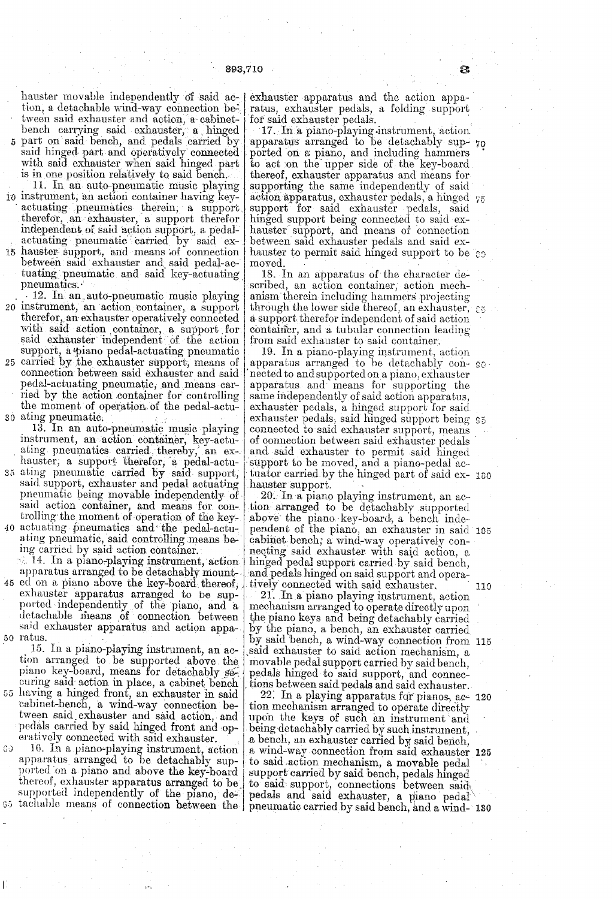hauster movable independently of said action, a detachable wind-way connection between said exhauster and action, a cabinet-bench carrying said exhauster, a hinged part on said bench, and pedals carried by said hinged part and operatively connected with said exhauster when said hinged part is in one position relatively to said bench.

11. In an auto-pneumatic music playing instrument, an action container having key-actuating pneumatics therein, a support therefor, an exhauster, a support therefor independent of said action support, a pedal-actuating pneumatic carried by said exhauster support, and means of connection between said exhauster and said pedal-actuating pneumatic and said key-actuating pneumatics.

12. In an auto-pneumatic music playing instrument, an action container, a support therefor, an exhauster operatively connected with said action container, a support for said exhauster independent of the action support, a piano pedal-actuating pneumatic carried by the exhauster support, means of connection between said exhauster and said pedal-actuating pneumatic, and means carried by the action container for controlling the moment of operation of the pedal-actuating pneumatic.

13. In an auto-pneumatic music playing instrument, an action container, key-actuating pneumatics carried thereby, an exhauster, a support therefor, a pedal-actuating pneumatic carried by said support, said support, exhauster and pedal actuating pneumatic being movable independently of said action container, and means for controlling the moment of operation of the key-actuating pneumatics and the pedal-actuating pneumatic, said controlling means being carried by said action container.

14. In a piano-playing instrument, action apparatus arranged to be detachably mounted on a piano above the key-board thereof, exhauster apparatus arranged to be supported independently of the piano, and a detachable means of connection between said exhauster apparatus and action apparatus.

15. In a piano-playing instrument, an action arranged to be supported above the piano key-board, means for detachably securing said action in place, a cabinet bench having a hinged front, an exhauster in said cabinet-bench, a wind-way connection between said exhauster and said action, and pedals carried by said hinged front and operatively connected with said exhauster.

16. In a piano-playing instrument, action apparatus arranged to be detachably supported on a piano and above the key-board thereof, exhauster apparatus arranged to be supported independently of the piano, detachable means of connection between the exhauster apparatus and the action apparatus, exhauster pedals, a folding support for said exhauster pedals.

17. In a piano-playing instrument, action apparatus arranged to be detachably supported on a piano, and including hammers to act on the upper side of the key-board thereof, exhauster apparatus and means for supporting the same independently of said action apparatus, exhauster pedals, a hinged support for said exhauster pedals, said hinged support being connected to said exhauster support, and means of connection between said exhauster pedals and said exhauster to permit said hinged support to be moved.

18. In an apparatus of the character described, an action container, action mechanism therein including hammers projecting through the lower side thereof, an exhauster, a support therefor independent of said action container, and a tubular connection leading from said exhauster to said container.

19. In a piano-playing instrument, action apparatus arranged to be detachably connected to and supported on a piano, exhauster apparatus and means for supporting the same independently of said action apparatus, exhauster pedals, a hinged support for said exhauster pedals, said hinged support being connected to said exhauster support, means of connection between said exhauster pedals and said exhauster to permit said hinged support to be moved, and a piano-pedal actuator carried by the hinged part of said exhauster support.

20. In a piano playing instrument, an action arranged to be detachably supported above the piano key-board, a bench independent of the piano, an exhauster in said cabinet bench, a wind-way operatively connecting said exhauster with said action, a hinged pedal support carried by said bench, and pedals hinged on said support and operatively connected with said exhauster.

21. In a piano playing instrument, action mechanism arranged to operate directly upon the piano keys and being detachably carried by the piano, a bench, an exhauster carried by said bench, a wind-way connection from said exhauster to said action mechanism, a movable pedal support carried by said bench, pedals hinged to said support, and connections between said pedals and said exhauster.

22. In a playing apparatus for pianos, action mechanism arranged to operate directly upon the keys of such an instrument and being detachably carried by such instrument, a bench, an exhauster carried by said bench, a wind-way connection from said exhauster to said action mechanism, a movable pedal support carried by said bench, pedals hinged to said support, connections between said pedals and said exhauster, a piano pedal pneumatic carried by said bench, and a wind-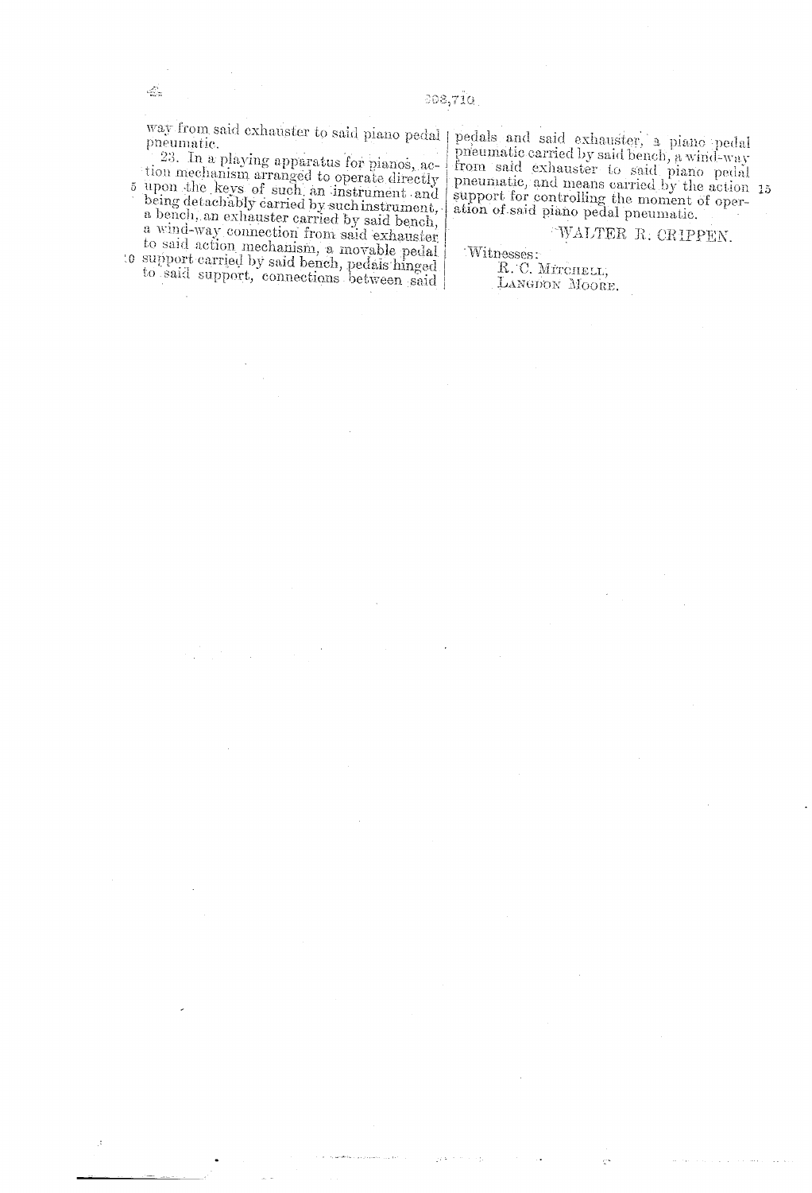way from said exhauster to said piano pedal pneumatic.

23. In a playing apparatus for pianos, action mechanism arranged to operate directly upon the keys of such an instrument and being detachably carried by such instrument, a bench, an exhauster carried by said bench, a wind-way connection from said exhauster to said action mechanism, a movable pedal support carried by said bench, pedals hinged to said support, connections between said pedals and said exhauster, a piano pedal pneumatic carried by said bench, a wind-way from said exhauster to said piano pedal pneumatic, and means carried by the action support for controlling the moment of operation of said piano pedal pneumatic.

WALTER R. CRIPPEN.

Witnesses:

R. C. MITCHELL,
LANGDON MOORE.